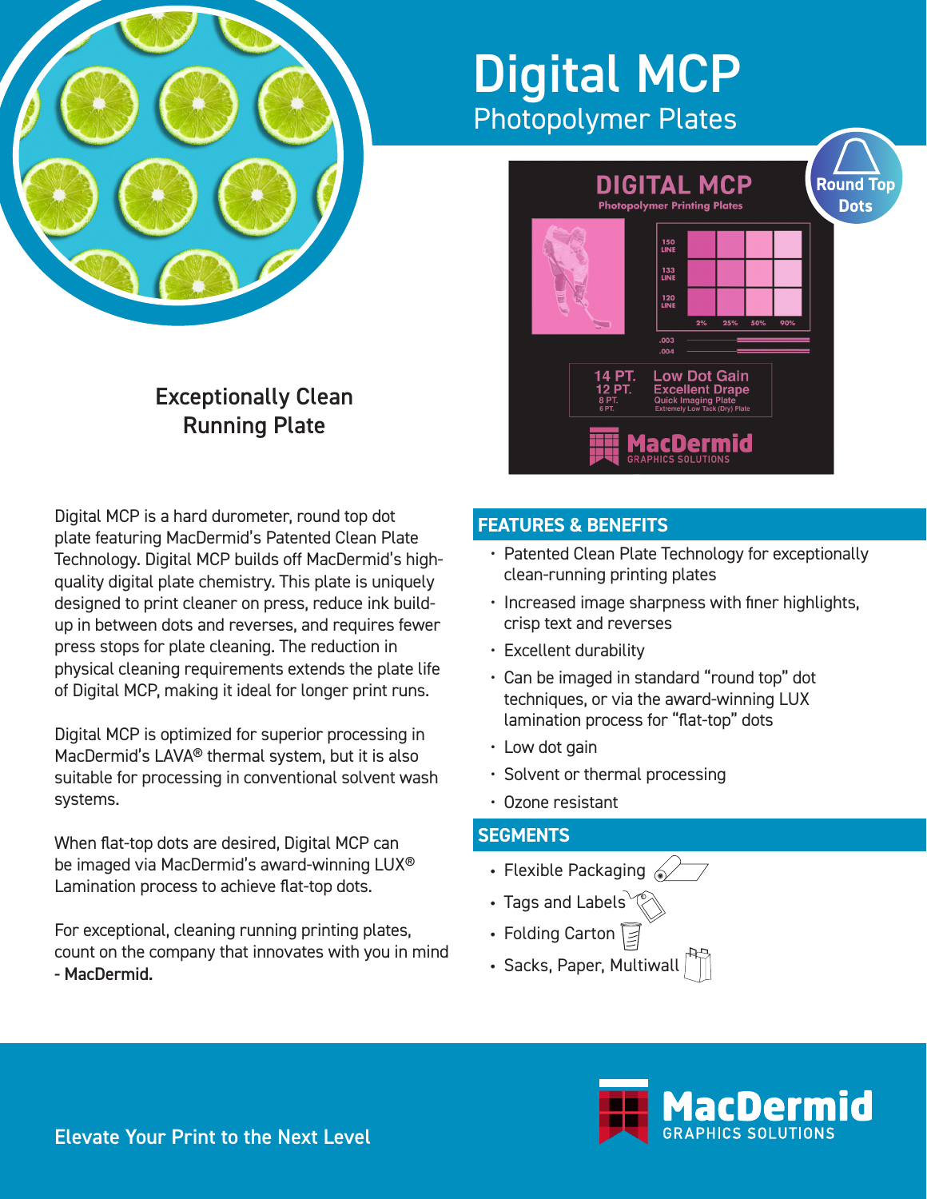# Digital MCP

## Photopolymer Plates

### Exceptionally Clean Running Plate

Digital MCP is a hard durometer, round top dot plate featuring MacDermid's Patented Clean Plate Technology. Digital MCP builds off MacDermid's high-quality digital plate chemistry. This plate is uniquely designed to print cleaner on press, reduce ink build-up in between dots and reverses, and requires fewer press stops for plate cleaning. The reduction in physical cleaning requirements extends the plate life of Digital MCP, making it ideal for longer print runs.

Digital MCP is optimized for superior processing in MacDermid's LAVA® thermal system, but it is also suitable for processing in conventional solvent wash systems.

When flat-top dots are desired, Digital MCP can be imaged via MacDermid's award-winning LUX® Lamination process to achieve flat-top dots.

For exceptional, cleaning running printing plates, count on the company that innovates with you in mind - **MacDermid.**

## FEATURES & BENEFITS

- Patented Clean Plate Technology for exceptionally clean-running printing plates
- Increased image sharpness with finer highlights, crisp text and reverses
- Excellent durability
- Can be imaged in standard "round top" dot techniques, or via the award-winning LUX lamination process for "flat-top" dots
- Low dot gain
- Solvent or thermal processing
- Ozone resistant

## SEGMENTS

- Flexible Packaging
- Tags and Labels
- Folding Carton
- Sacks, Paper, Multiwall

Elevate Your Print to the Next Level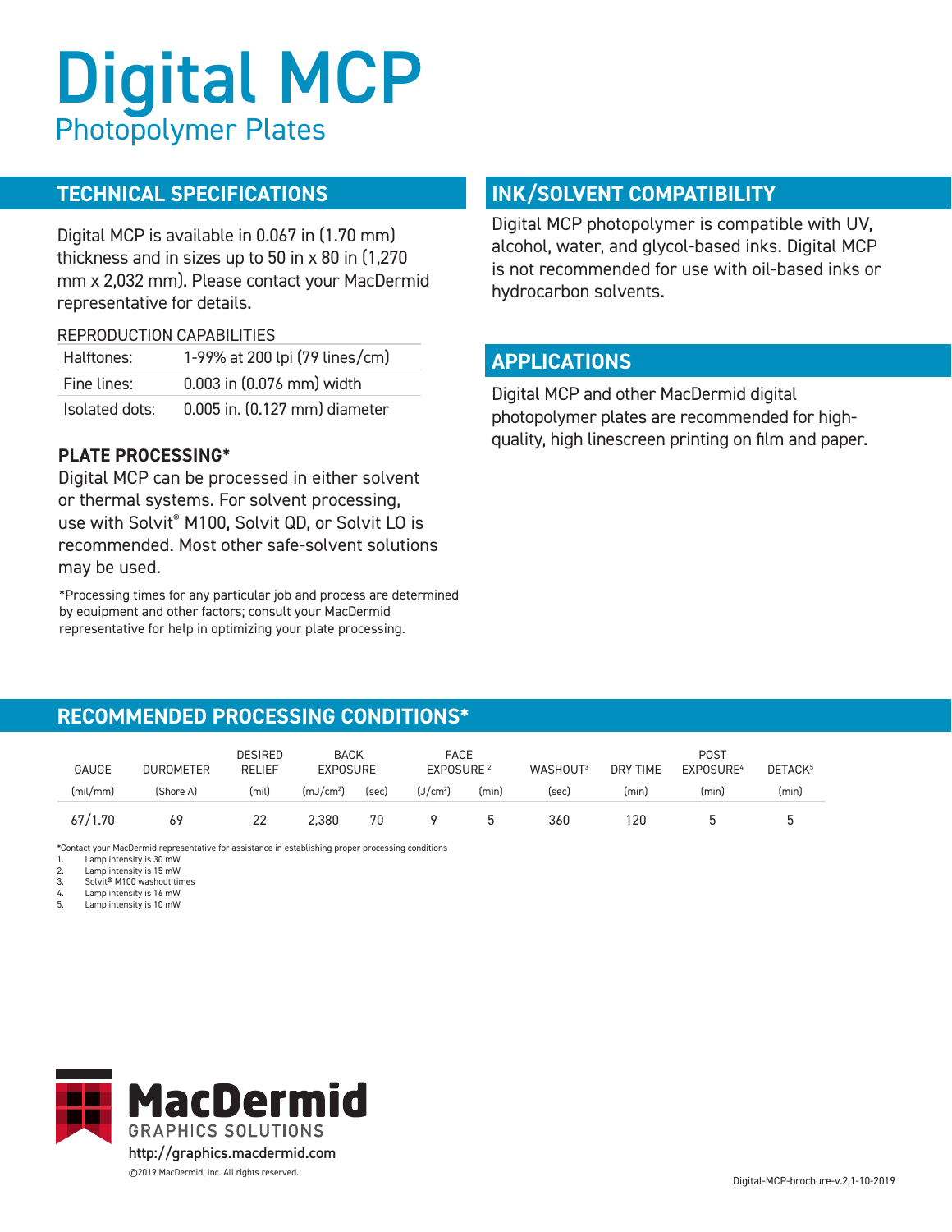# Digital MCP

Photopolymer Plates

## TECHNICAL SPECIFICATIONS

Digital MCP is available in 0.067 in (1.70 mm) thickness and in sizes up to 50 in x 80 in (1,270 mm x 2,032 mm). Please contact your MacDermid representative for details.

REPRODUCTION CAPABILITIES

| | |
|---|---|
| Halftones: | 1-99% at 200 lpi (79 lines/cm) |
| Fine lines: | 0.003 in (0.076 mm) width |
| Isolated dots: | 0.005 in. (0.127 mm) diameter |

**PLATE PROCESSING***

Digital MCP can be processed in either solvent or thermal systems. For solvent processing, use with Solvit® M100, Solvit QD, or Solvit LO is recommended. Most other safe-solvent solutions may be used.

*Processing times for any particular job and process are determined by equipment and other factors; consult your MacDermid representative for help in optimizing your plate processing.

## INK/SOLVENT COMPATIBILITY

Digital MCP photopolymer is compatible with UV, alcohol, water, and glycol-based inks. Digital MCP is not recommended for use with oil-based inks or hydrocarbon solvents.

## APPLICATIONS

Digital MCP and other MacDermid digital photopolymer plates are recommended for high-quality, high linescreen printing on film and paper.

## RECOMMENDED PROCESSING CONDITIONS*

| GAUGE | DUROMETER | DESIRED RELIEF | BACK EXPOSURE[1] | | FACE EXPOSURE [2] | | WASHOUT[3] | DRY TIME | POST EXPOSURE[4] | DETACK[5] |
|---|---|---|---|---|---|---|---|---|---|---|
| (mil/mm) | (Shore A) | (mil) | ($mJ/cm^2$) | (sec) | ($J/cm^2$) | (min) | (sec) | (min) | (min) | (min) |
| 67/1.70 | 69 | 22 | 2,380 | 70 | 9 | 5 | 360 | 120 | 5 | 5 |

*Contact your MacDermid representative for assistance in establishing proper processing conditions

1. Lamp intensity is 30 mW
2. Lamp intensity is 15 mW
3. Solvit® M100 washout times
4. Lamp intensity is 16 mW
5. Lamp intensity is 10 mW

MacDermid
GRAPHICS SOLUTIONS
http://graphics.macdermid.com
©2019 MacDermid, Inc. All rights reserved.

Digital-MCP-brochure-v.2,1-10-2019